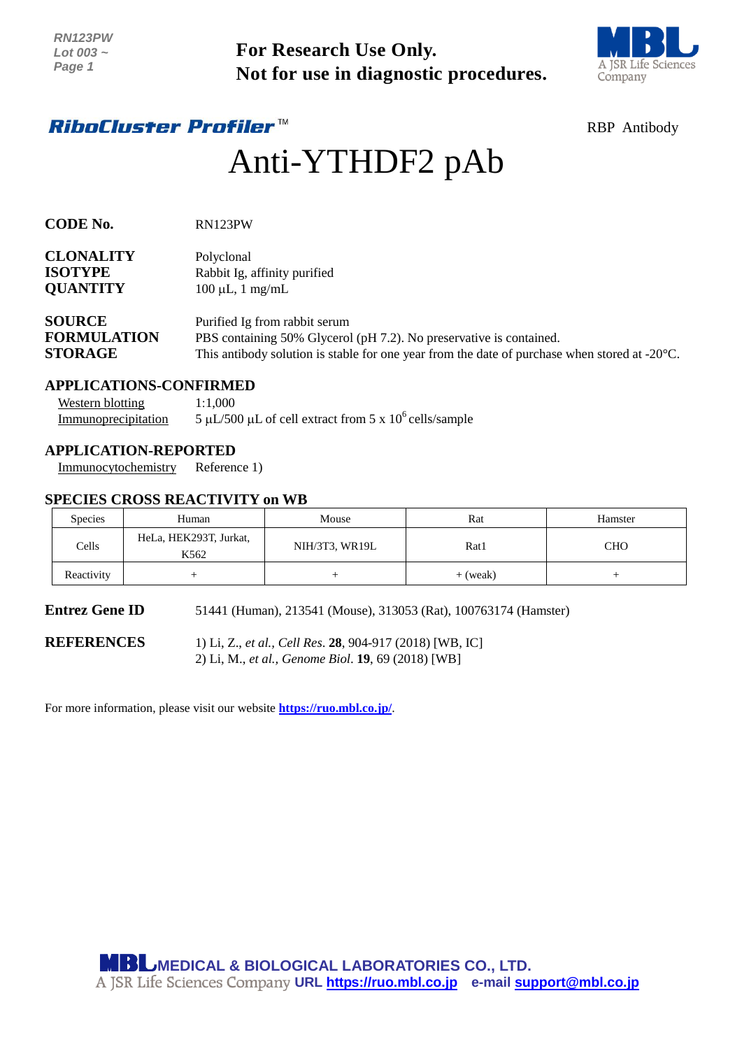RN123PW
Lot 003 ~

**For Research Use Only.**
**Not for use in diagnostic procedures.**

*RiboCluster Profiler*™ RBP Antibody

# Anti-YTHDF2 pAb

**CODE No.** RN123PW

**CLONALITY** Polyclonal
**ISOTYPE** Rabbit Ig, affinity purified
**QUANTITY** 100 μL, 1 mg/mL

**SOURCE** Purified Ig from rabbit serum
**FORMULATION** PBS containing 50% Glycerol (pH 7.2). No preservative is contained.
**STORAGE** This antibody solution is stable for one year from the date of purchase when stored at -20°C.

## APPLICATIONS-CONFIRMED

Western blotting 1:1,000
Immunoprecipitation 5 μL/500 μL of cell extract from 5 x $10^6$ cells/sample

## APPLICATION-REPORTED

Immunocytochemistry Reference 1)

## SPECIES CROSS REACTIVITY on WB

| Species | Human | Mouse | Rat | Hamster |
|---|---|---|---|---|
| Cells | HeLa, HEK293T, Jurkat, K562 | NIH/3T3, WR19L | Rat1 | CHO |
| Reactivity | + | + | + (weak) | + |

**Entrez Gene ID** 51441 (Human), 213541 (Mouse), 313053 (Rat), 100763174 (Hamster)

**REFERENCES**
1) Li, Z., *et al., Cell Res*. **28**, 904-917 (2018) [WB, IC]
2) Li, M., *et al., Genome Biol*. **19**, 69 (2018) [WB]

For more information, please visit our website **https://ruo.mbl.co.jp/**.

MEDICAL & BIOLOGICAL LABORATORIES CO., LTD.
A JSR Life Sciences Company URL https://ruo.mbl.co.jp e-mail support@mbl.co.jp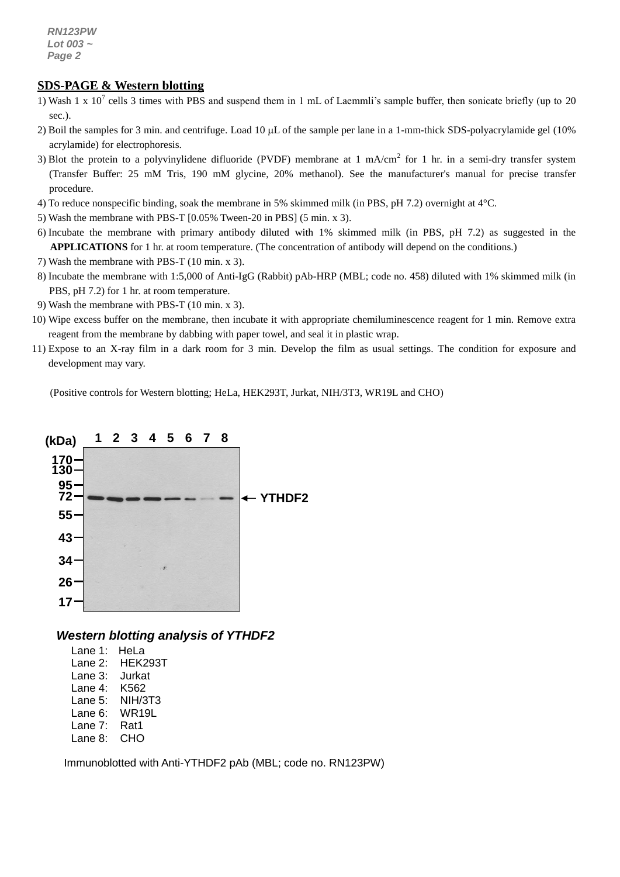## SDS-PAGE & Western blotting

1) Wash 1 x $10^7$ cells 3 times with PBS and suspend them in 1 mL of Laemmli's sample buffer, then sonicate briefly (up to 20 sec.).
2) Boil the samples for 3 min. and centrifuge. Load 10 μL of the sample per lane in a 1-mm-thick SDS-polyacrylamide gel (10% acrylamide) for electrophoresis.
3) Blot the protein to a polyvinylidene difluoride (PVDF) membrane at 1 mA/$cm^2$ for 1 hr. in a semi-dry transfer system (Transfer Buffer: 25 mM Tris, 190 mM glycine, 20% methanol). See the manufacturer's manual for precise transfer procedure.
4) To reduce nonspecific binding, soak the membrane in 5% skimmed milk (in PBS, pH 7.2) overnight at 4°C.
5) Wash the membrane with PBS-T [0.05% Tween-20 in PBS] (5 min. x 3).
6) Incubate the membrane with primary antibody diluted with 1% skimmed milk (in PBS, pH 7.2) as suggested in the **APPLICATIONS** for 1 hr. at room temperature. (The concentration of antibody will depend on the conditions.)
7) Wash the membrane with PBS-T (10 min. x 3).
8) Incubate the membrane with 1:5,000 of Anti-IgG (Rabbit) pAb-HRP (MBL; code no. 458) diluted with 1% skimmed milk (in PBS, pH 7.2) for 1 hr. at room temperature.
9) Wash the membrane with PBS-T (10 min. x 3).
10) Wipe excess buffer on the membrane, then incubate it with appropriate chemiluminescence reagent for 1 min. Remove extra reagent from the membrane by dabbing with paper towel, and seal it in plastic wrap.
11) Expose to an X-ray film in a dark room for 3 min. Develop the film as usual settings. The condition for exposure and development may vary.

(Positive controls for Western blotting; HeLa, HEK293T, Jurkat, NIH/3T3, WR19L and CHO)

***Western blotting analysis of YTHDF2***

Lane 1: HeLa
Lane 2: HEK293T
Lane 3: Jurkat
Lane 4: K562
Lane 5: NIH/3T3
Lane 6: WR19L
Lane 7: Rat1
Lane 8: CHO

Immunoblotted with Anti-YTHDF2 pAb (MBL; code no. RN123PW)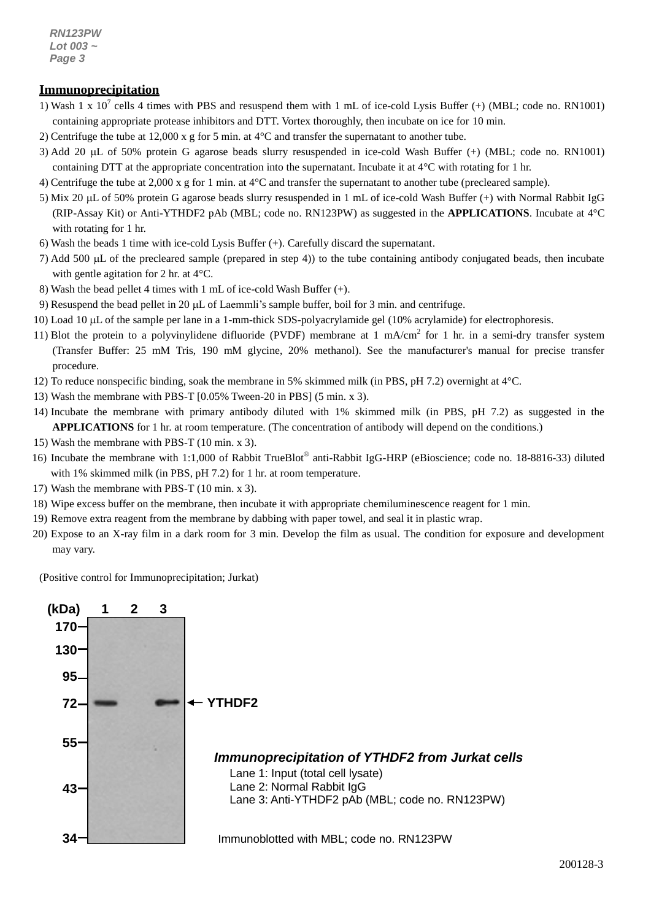## Immunoprecipitation

1) Wash 1 x $10^7$ cells 4 times with PBS and resuspend them with 1 mL of ice-cold Lysis Buffer (+) (MBL; code no. RN1001) containing appropriate protease inhibitors and DTT. Vortex thoroughly, then incubate on ice for 10 min.
2) Centrifuge the tube at 12,000 x g for 5 min. at 4°C and transfer the supernatant to another tube.
3) Add 20 μL of 50% protein G agarose beads slurry resuspended in ice-cold Wash Buffer (+) (MBL; code no. RN1001) containing DTT at the appropriate concentration into the supernatant. Incubate it at 4°C with rotating for 1 hr.
4) Centrifuge the tube at 2,000 x g for 1 min. at 4°C and transfer the supernatant to another tube (precleared sample).
5) Mix 20 μL of 50% protein G agarose beads slurry resuspended in 1 mL of ice-cold Wash Buffer (+) with Normal Rabbit IgG (RIP-Assay Kit) or Anti-YTHDF2 pAb (MBL; code no. RN123PW) as suggested in the **APPLICATIONS**. Incubate at 4°C with rotating for 1 hr.
6) Wash the beads 1 time with ice-cold Lysis Buffer (+). Carefully discard the supernatant.
7) Add 500 μL of the precleared sample (prepared in step 4)) to the tube containing antibody conjugated beads, then incubate with gentle agitation for 2 hr. at 4°C.
8) Wash the bead pellet 4 times with 1 mL of ice-cold Wash Buffer (+).
9) Resuspend the bead pellet in 20 μL of Laemmli's sample buffer, boil for 3 min. and centrifuge.
10) Load 10 μL of the sample per lane in a 1-mm-thick SDS-polyacrylamide gel (10% acrylamide) for electrophoresis.
11) Blot the protein to a polyvinylidene difluoride (PVDF) membrane at 1 mA/$cm^2$ for 1 hr. in a semi-dry transfer system (Transfer Buffer: 25 mM Tris, 190 mM glycine, 20% methanol). See the manufacturer's manual for precise transfer procedure.
12) To reduce nonspecific binding, soak the membrane in 5% skimmed milk (in PBS, pH 7.2) overnight at 4°C.
13) Wash the membrane with PBS-T [0.05% Tween-20 in PBS] (5 min. x 3).
14) Incubate the membrane with primary antibody diluted with 1% skimmed milk (in PBS, pH 7.2) as suggested in the **APPLICATIONS** for 1 hr. at room temperature. (The concentration of antibody will depend on the conditions.)
15) Wash the membrane with PBS-T (10 min. x 3).
16) Incubate the membrane with 1:1,000 of Rabbit TrueBlot® anti-Rabbit IgG-HRP (eBioscience; code no. 18-8816-33) diluted with 1% skimmed milk (in PBS, pH 7.2) for 1 hr. at room temperature.
17) Wash the membrane with PBS-T (10 min. x 3).
18) Wipe excess buffer on the membrane, then incubate it with appropriate chemiluminescence reagent for 1 min.
19) Remove extra reagent from the membrane by dabbing with paper towel, and seal it in plastic wrap.
20) Expose to an X-ray film in a dark room for 3 min. Develop the film as usual. The condition for exposure and development may vary.

(Positive control for Immunoprecipitation; Jurkat)

(kDa) 1 2 3
170
130
95
72
55
43
34
← YTHDF2

***Immunoprecipitation of YTHDF2 from Jurkat cells***

Lane 1: Input (total cell lysate)
Lane 2: Normal Rabbit IgG
Lane 3: Anti-YTHDF2 pAb (MBL; code no. RN123PW)

Immunoblotted with MBL; code no. RN123PW

200128-3